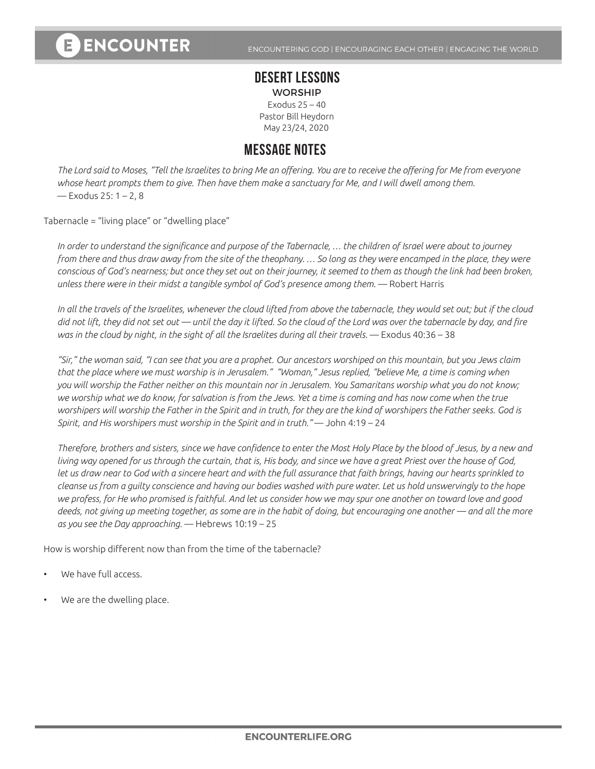# DESERT LESSONS

## WORSHIP

Exodus 25 – 40
Pastor Bill Heydorn
May 23/24, 2020

## MESSAGE NOTES

*The Lord said to Moses, "Tell the Israelites to bring Me an offering. You are to receive the offering for Me from everyone whose heart prompts them to give. Then have them make a sanctuary for Me, and I will dwell among them.* — Exodus 25: 1 – 2, 8

Tabernacle = "living place" or "dwelling place"

*In order to understand the significance and purpose of the Tabernacle, … the children of Israel were about to journey from there and thus draw away from the site of the theophany. … So long as they were encamped in the place, they were conscious of God's nearness; but once they set out on their journey, it seemed to them as though the link had been broken, unless there were in their midst a tangible symbol of God's presence among them.* — Robert Harris

*In all the travels of the Israelites, whenever the cloud lifted from above the tabernacle, they would set out; but if the cloud did not lift, they did not set out — until the day it lifted. So the cloud of the Lord was over the tabernacle by day, and fire was in the cloud by night, in the sight of all the Israelites during all their travels.* — Exodus 40:36 – 38

*"Sir," the woman said, "I can see that you are a prophet. Our ancestors worshiped on this mountain, but you Jews claim that the place where we must worship is in Jerusalem." "Woman," Jesus replied, "believe Me, a time is coming when you will worship the Father neither on this mountain nor in Jerusalem. You Samaritans worship what you do not know; we worship what we do know, for salvation is from the Jews. Yet a time is coming and has now come when the true worshipers will worship the Father in the Spirit and in truth, for they are the kind of worshipers the Father seeks. God is Spirit, and His worshipers must worship in the Spirit and in truth."* — John 4:19 – 24

*Therefore, brothers and sisters, since we have confidence to enter the Most Holy Place by the blood of Jesus, by a new and living way opened for us through the curtain, that is, His body, and since we have a great Priest over the house of God, let us draw near to God with a sincere heart and with the full assurance that faith brings, having our hearts sprinkled to cleanse us from a guilty conscience and having our bodies washed with pure water. Let us hold unswervingly to the hope we profess, for He who promised is faithful. And let us consider how we may spur one another on toward love and good deeds, not giving up meeting together, as some are in the habit of doing, but encouraging one another — and all the more as you see the Day approaching.* — Hebrews 10:19 – 25

How is worship different now than from the time of the tabernacle?

- We have full access.
- We are the dwelling place.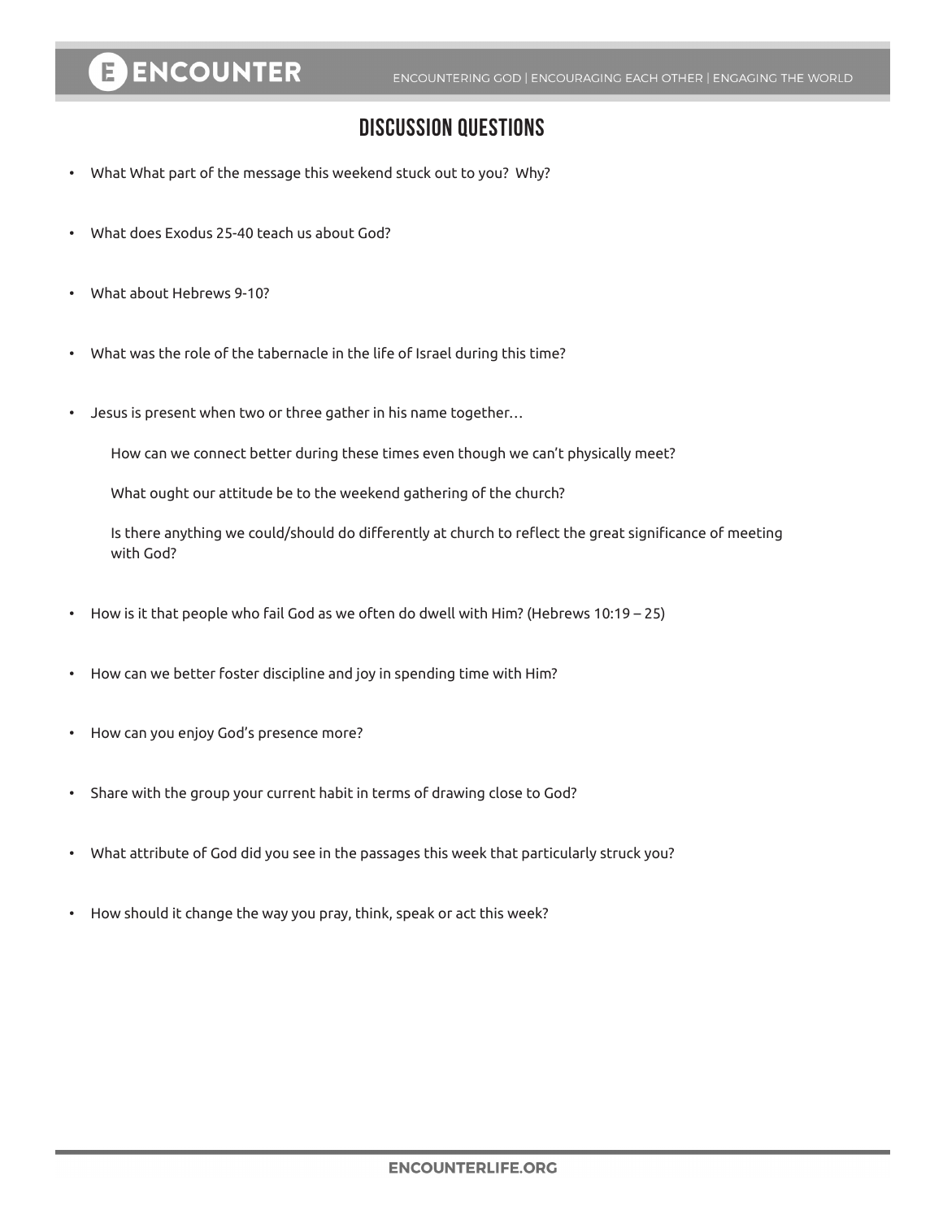## DISCUSSION QUESTIONS

- What What part of the message this weekend stuck out to you?  Why?

- What does Exodus 25-40 teach us about God?

- What about Hebrews 9-10?

- What was the role of the tabernacle in the life of Israel during this time?

- Jesus is present when two or three gather in his name together…

  How can we connect better during these times even though we can't physically meet?

  What ought our attitude be to the weekend gathering of the church?

  Is there anything we could/should do differently at church to reflect the great significance of meeting with God?

- How is it that people who fail God as we often do dwell with Him? (Hebrews 10:19 – 25)

- How can we better foster discipline and joy in spending time with Him?

- How can you enjoy God's presence more?

- Share with the group your current habit in terms of drawing close to God?

- What attribute of God did you see in the passages this week that particularly struck you?

- How should it change the way you pray, think, speak or act this week?